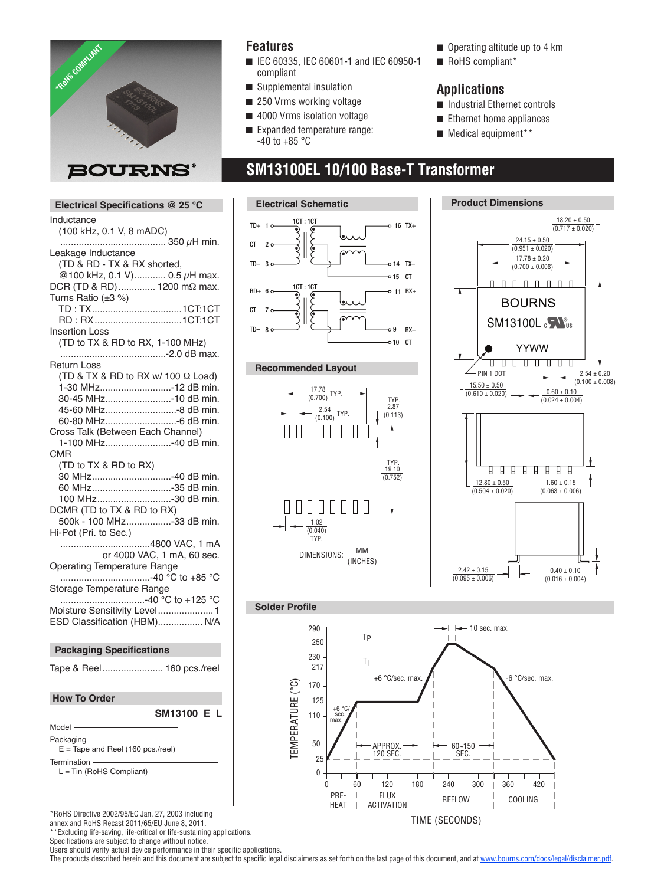# SM13100EL 10/100 Base-T Transformer

## Features

- IEC 60335, IEC 60601-1 and IEC 60950-1 compliant
- Supplemental insulation
- 250 Vrms working voltage
- 4000 Vrms isolation voltage
- Expanded temperature range: -40 to +85 °C
- Operating altitude up to 4 km
- RoHS compliant*

## Applications

- Industrial Ethernet controls
- Ethernet home appliances
- Medical equipment**

## Electrical Specifications @ 25 °C

Inductance
(100 kHz, 0.1 V, 8 mADC) ........................................ 350 μH min.

Leakage Inductance
(TD & RD - TX & RX shorted, @100 kHz, 0.1 V)............ 0.5 μH max.

DCR (TD & RD).............. 1200 mΩ max.

Turns Ratio (±3 %)
TD : TX..................................1CT:1CT
RD : RX.................................1CT:1CT

Insertion Loss
(TD to TX & RD to RX, 1-100 MHz) ........................................-2.0 dB max.

Return Loss
(TD & TX & RD to RX w/ 100 Ω Load)
1-30 MHz...........................-12 dB min.
30-45 MHz.........................-10 dB min.
45-60 MHz...........................-8 dB min.
60-80 MHz...........................-6 dB min.

Cross Talk (Between Each Channel)
1-100 MHz.........................-40 dB min.

CMR
(TD to TX & RD to RX)
30 MHz..............................-40 dB min.
60 MHz..............................-35 dB min.
100 MHz............................-30 dB min.

DCMR (TD to TX & RD to RX)
500k - 100 MHz.................-33 dB min.

Hi-Pot (Pri. to Sec.)
..................................4800 VAC, 1 mA or 4000 VAC, 1 mA, 60 sec.

Operating Temperature Range
..................................-40 °C to +85 °C

Storage Temperature Range
................................-40 °C to +125 °C

Moisture Sensitivity Level.....................1

ESD Classification (HBM)................. N/A

## Packaging Specifications

Tape & Reel....................... 160 pcs./reel

## How To Order

SM13100 E L

- Model
- Packaging
  E = Tape and Reel (160 pcs./reel)
- Termination
  L = Tin (RoHS Compliant)

## Electrical Schematic

TD+ 1, CT 2, TD– 3 — 1CT : 1CT — 16 TX+, 14 TX–, 15 CT

RD+ 6, CT 7, TD– 8 — 1CT : 1CT — 11 RX+, 9 RX–, 10 CT

## Recommended Layout

17.78 (0.700) TYP.; 2.54 (0.100) TYP.; TYP. 2.87 (0.113); TYP. 19.10 (0.752); 1.02 (0.040) TYP.

DIMENSIONS: MM (INCHES)

## Product Dimensions

18.20 ± 0.50 (0.717 ± 0.020); 24.15 ± 0.50 (0.951 ± 0.020); 17.78 ± 0.20 (0.700 ± 0.008)

BOURNS SM13100L YYWW

PIN 1 DOT; 15.50 ± 0.50 (0.610 ± 0.020); 2.54 ± 0.20 (0.100 ± 0.008); 0.60 ± 0.10 (0.024 ± 0.004)

12.80 ± 0.50 (0.504 ± 0.020); 1.60 ± 0.15 (0.063 ± 0.006)

2.42 ± 0.15 (0.095 ± 0.006); 0.40 ± 0.10 (0.016 ± 0.004)

## Solder Profile

Temperature (°C) vs. Time (seconds): PRE-HEAT (0–60, +6 °C/sec. max. to 125), FLUX ACTIVATION (approx. 120 sec. at 125), REFLOW (60~150 sec. above $T_L$ = 217, +6 °C/sec. max., $T_P$ = 250–260, 10 sec. max.), COOLING (-6 °C/sec. max.).

*RoHS Directive 2002/95/EC Jan. 27, 2003 including annex and RoHS Recast 2011/65/EU June 8, 2011.
**Excluding life-saving, life-critical or life-sustaining applications.
Specifications are subject to change without notice.
Users should verify actual device performance in their specific applications.
The products described herein and this document are subject to specific legal disclaimers as set forth on the last page of this document, and at www.bourns.com/docs/legal/disclaimer.pdf.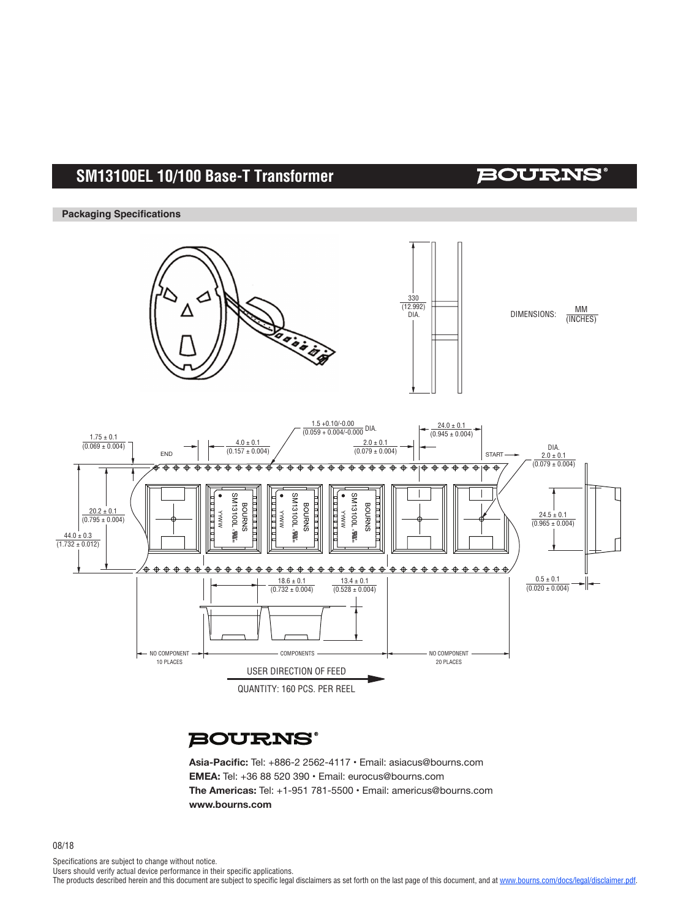# SM13100EL 10/100 Base-T Transformer

## Packaging Specifications

DIMENSIONS: MM (INCHES)

330 (12.992) DIA.

1.75 ± 0.1 (0.069 ± 0.004)

END

4.0 ± 0.1 (0.157 ± 0.004)

1.5 +0.10/-0.00 (0.059 + 0.004/-0.000) DIA.

2.0 ± 0.1 (0.079 ± 0.004)

24.0 ± 0.1 (0.945 ± 0.004)

START

DIA. 2.0 ± 0.1 (0.079 ± 0.004)

20.2 ± 0.1 (0.795 ± 0.004)

44.0 ± 0.3 (1.732 ± 0.012)

24.5 ± 0.1 (0.965 ± 0.004)

0.5 ± 0.1 (0.020 ± 0.004)

18.6 ± 0.1 (0.732 ± 0.004)

13.4 ± 0.1 (0.528 ± 0.004)

NO COMPONENT 10 PLACES

COMPONENTS

NO COMPONENT 20 PLACES

USER DIRECTION OF FEED

QUANTITY: 160 PCS. PER REEL

**Asia-Pacific:** Tel: +886-2 2562-4117 • Email: asiacus@bourns.com
**EMEA:** Tel: +36 88 520 390 • Email: eurocus@bourns.com
**The Americas:** Tel: +1-951 781-5500 • Email: americus@bourns.com
**www.bourns.com**

08/18

Specifications are subject to change without notice.
Users should verify actual device performance in their specific applications.
The products described herein and this document are subject to specific legal disclaimers as set forth on the last page of this document, and at www.bourns.com/docs/legal/disclaimer.pdf.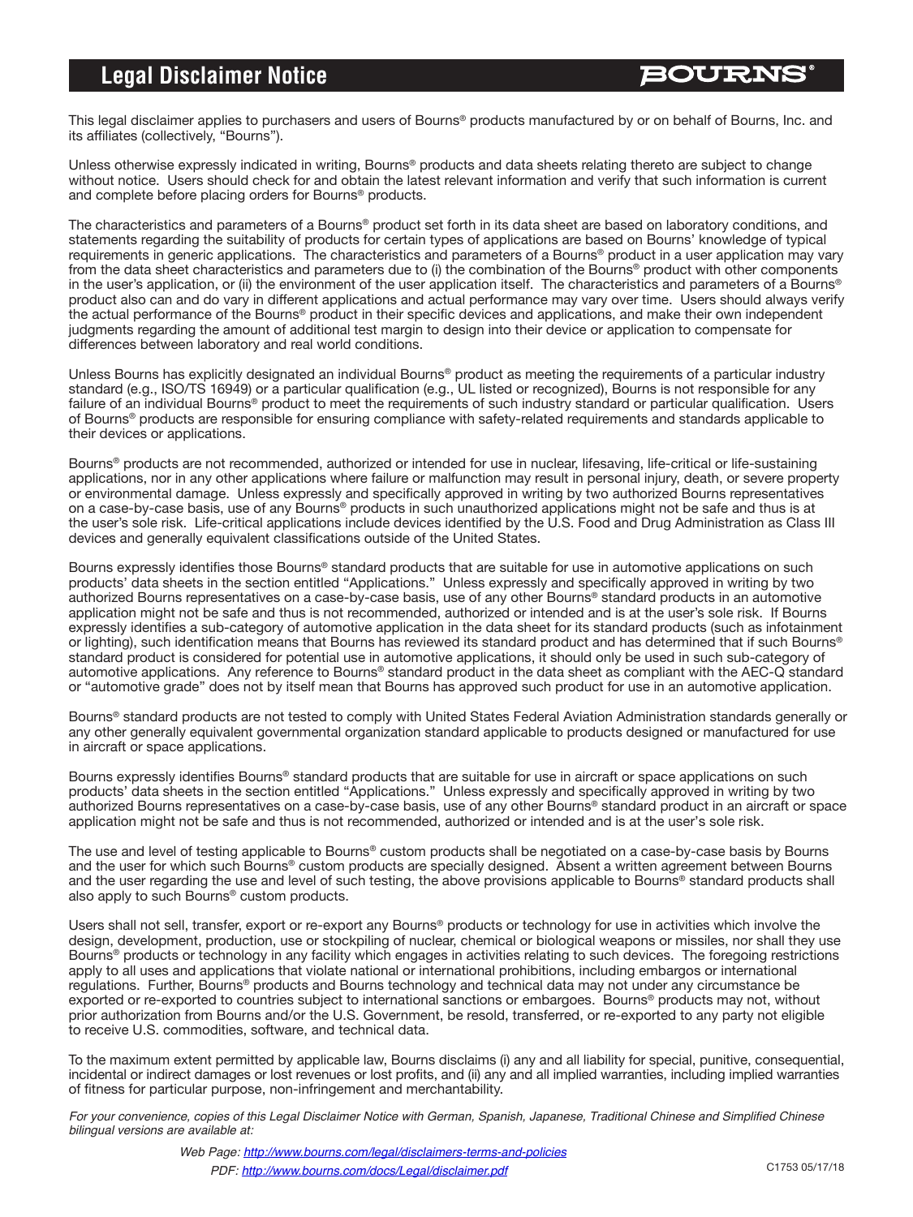# Legal Disclaimer Notice

BOURNS®

This legal disclaimer applies to purchasers and users of Bourns® products manufactured by or on behalf of Bourns, Inc. and its affiliates (collectively, "Bourns").

Unless otherwise expressly indicated in writing, Bourns® products and data sheets relating thereto are subject to change without notice. Users should check for and obtain the latest relevant information and verify that such information is current and complete before placing orders for Bourns® products.

The characteristics and parameters of a Bourns® product set forth in its data sheet are based on laboratory conditions, and statements regarding the suitability of products for certain types of applications are based on Bourns' knowledge of typical requirements in generic applications. The characteristics and parameters of a Bourns® product in a user application may vary from the data sheet characteristics and parameters due to (i) the combination of the Bourns® product with other components in the user's application, or (ii) the environment of the user application itself. The characteristics and parameters of a Bourns® product also can and do vary in different applications and actual performance may vary over time. Users should always verify the actual performance of the Bourns® product in their specific devices and applications, and make their own independent judgments regarding the amount of additional test margin to design into their device or application to compensate for differences between laboratory and real world conditions.

Unless Bourns has explicitly designated an individual Bourns® product as meeting the requirements of a particular industry standard (e.g., ISO/TS 16949) or a particular qualification (e.g., UL listed or recognized), Bourns is not responsible for any failure of an individual Bourns® product to meet the requirements of such industry standard or particular qualification. Users of Bourns® products are responsible for ensuring compliance with safety-related requirements and standards applicable to their devices or applications.

Bourns® products are not recommended, authorized or intended for use in nuclear, lifesaving, life-critical or life-sustaining applications, nor in any other applications where failure or malfunction may result in personal injury, death, or severe property or environmental damage. Unless expressly and specifically approved in writing by two authorized Bourns representatives on a case-by-case basis, use of any Bourns® products in such unauthorized applications might not be safe and thus is at the user's sole risk. Life-critical applications include devices identified by the U.S. Food and Drug Administration as Class III devices and generally equivalent classifications outside of the United States.

Bourns expressly identifies those Bourns® standard products that are suitable for use in automotive applications on such products' data sheets in the section entitled "Applications." Unless expressly and specifically approved in writing by two authorized Bourns representatives on a case-by-case basis, use of any other Bourns® standard products in an automotive application might not be safe and thus is not recommended, authorized or intended and is at the user's sole risk. If Bourns expressly identifies a sub-category of automotive application in the data sheet for its standard products (such as infotainment or lighting), such identification means that Bourns has reviewed its standard product and has determined that if such Bourns® standard product is considered for potential use in automotive applications, it should only be used in such sub-category of automotive applications. Any reference to Bourns® standard product in the data sheet as compliant with the AEC-Q standard or "automotive grade" does not by itself mean that Bourns has approved such product for use in an automotive application.

Bourns® standard products are not tested to comply with United States Federal Aviation Administration standards generally or any other generally equivalent governmental organization standard applicable to products designed or manufactured for use in aircraft or space applications.

Bourns expressly identifies Bourns® standard products that are suitable for use in aircraft or space applications on such products' data sheets in the section entitled "Applications." Unless expressly and specifically approved in writing by two authorized Bourns representatives on a case-by-case basis, use of any other Bourns® standard product in an aircraft or space application might not be safe and thus is not recommended, authorized or intended and is at the user's sole risk.

The use and level of testing applicable to Bourns® custom products shall be negotiated on a case-by-case basis by Bourns and the user for which such Bourns® custom products are specially designed. Absent a written agreement between Bourns and the user regarding the use and level of such testing, the above provisions applicable to Bourns® standard products shall also apply to such Bourns® custom products.

Users shall not sell, transfer, export or re-export any Bourns® products or technology for use in activities which involve the design, development, production, use or stockpiling of nuclear, chemical or biological weapons or missiles, nor shall they use Bourns® products or technology in any facility which engages in activities relating to such devices. The foregoing restrictions apply to all uses and applications that violate national or international prohibitions, including embargos or international regulations. Further, Bourns® products and Bourns technology and technical data may not under any circumstance be exported or re-exported to countries subject to international sanctions or embargoes. Bourns® products may not, without prior authorization from Bourns and/or the U.S. Government, be resold, transferred, or re-exported to any party not eligible to receive U.S. commodities, software, and technical data.

To the maximum extent permitted by applicable law, Bourns disclaims (i) any and all liability for special, punitive, consequential, incidental or indirect damages or lost revenues or lost profits, and (ii) any and all implied warranties, including implied warranties of fitness for particular purpose, non-infringement and merchantability.

*For your convenience, copies of this Legal Disclaimer Notice with German, Spanish, Japanese, Traditional Chinese and Simplified Chinese bilingual versions are available at:*

*Web Page: http://www.bourns.com/legal/disclaimers-terms-and-policies*
*PDF: http://www.bourns.com/docs/Legal/disclaimer.pdf*

C1753 05/17/18